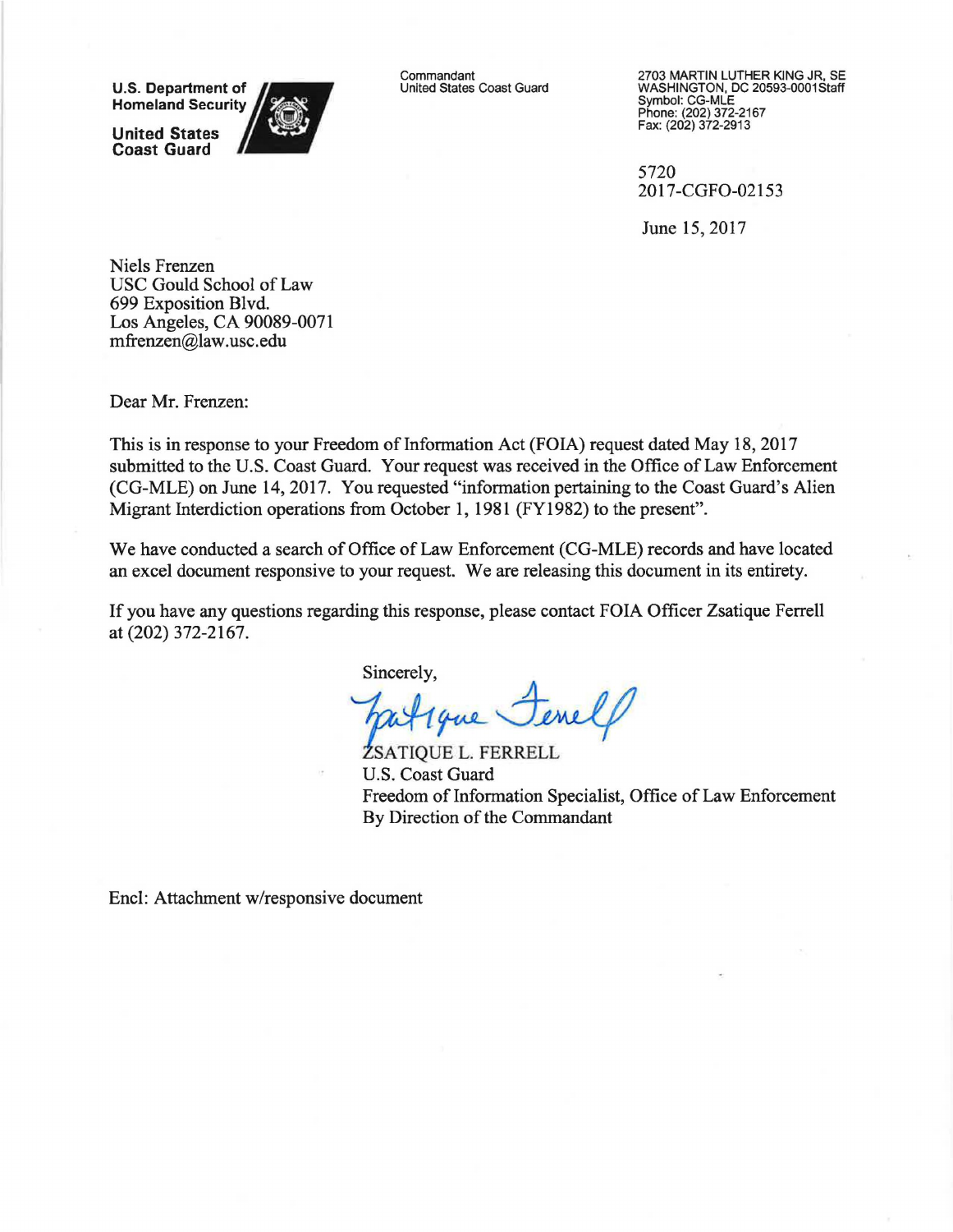**U.S. Department of Homeland Security**

**United States Coast Guard**

Commandant
United States Coast Guard

2703 MARTIN LUTHER KING JR, SE
WASHINGTON, DC 20593-0001Staff
Symbol: CG-MLE
Phone: (202) 372-2167
Fax: (202) 372-2913

5720
2017-CGFO-02153

June 15, 2017

Niels Frenzen
USC Gould School of Law
699 Exposition Blvd.
Los Angeles, CA 90089-0071
mfrenzen@law.usc.edu

Dear Mr. Frenzen:

This is in response to your Freedom of Information Act (FOIA) request dated May 18, 2017 submitted to the U.S. Coast Guard. Your request was received in the Office of Law Enforcement (CG-MLE) on June 14, 2017. You requested "information pertaining to the Coast Guard's Alien Migrant Interdiction operations from October 1, 1981 (FY1982) to the present".

We have conducted a search of Office of Law Enforcement (CG-MLE) records and have located an excel document responsive to your request. We are releasing this document in its entirety.

If you have any questions regarding this response, please contact FOIA Officer Zsatique Ferrell at (202) 372-2167.

Sincerely,

ZSATIQUE L. FERRELL
U.S. Coast Guard
Freedom of Information Specialist, Office of Law Enforcement
By Direction of the Commandant

Encl: Attachment w/responsive document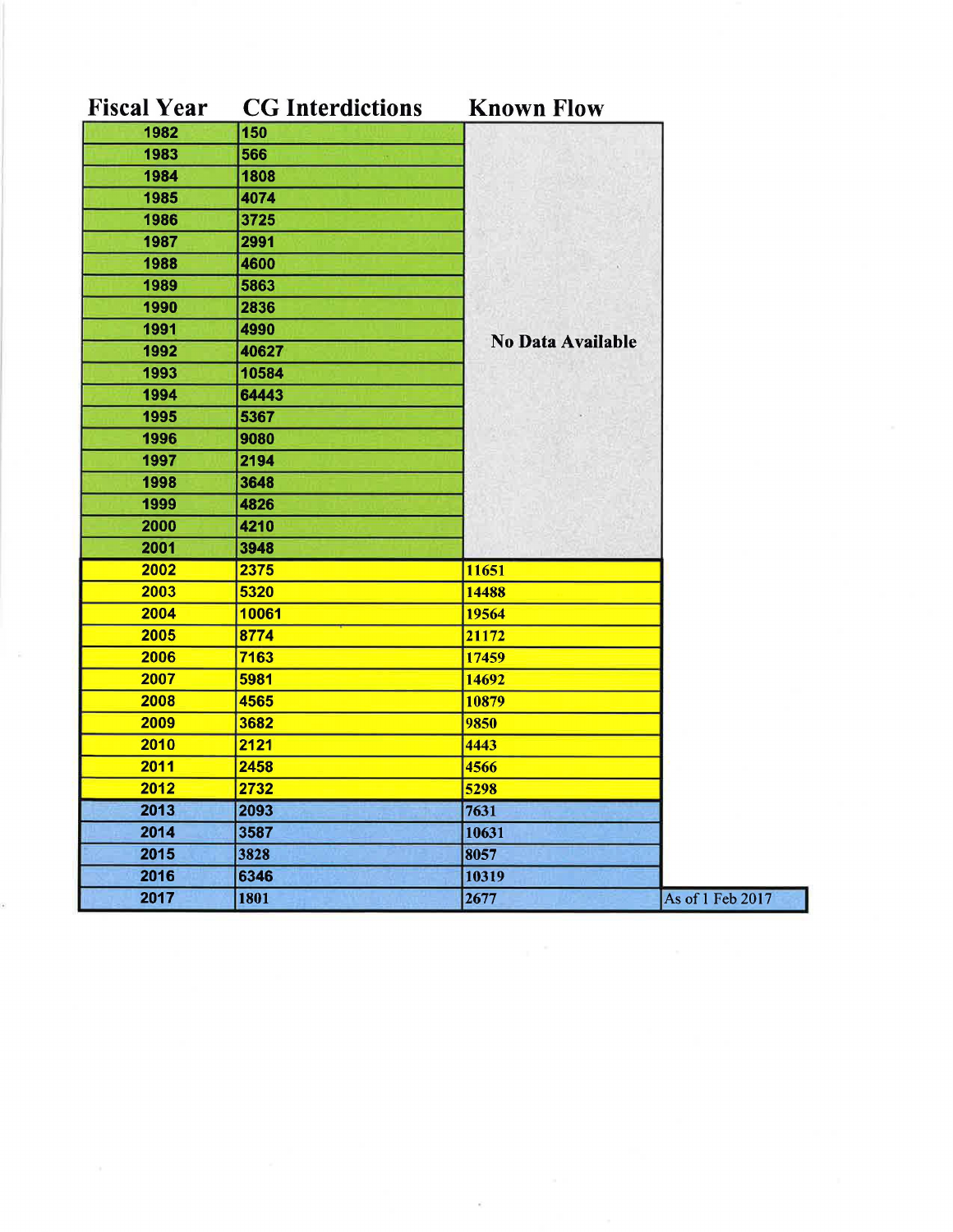| Fiscal Year | CG Interdictions | Known Flow | |
|---|---|---|---|
| 1982 | 150 | No Data Available | |
| 1983 | 566 | | |
| 1984 | 1808 | | |
| 1985 | 4074 | | |
| 1986 | 3725 | | |
| 1987 | 2991 | | |
| 1988 | 4600 | | |
| 1989 | 5863 | | |
| 1990 | 2836 | | |
| 1991 | 4990 | | |
| 1992 | 40627 | | |
| 1993 | 10584 | | |
| 1994 | 64443 | | |
| 1995 | 5367 | | |
| 1996 | 9080 | | |
| 1997 | 2194 | | |
| 1998 | 3648 | | |
| 1999 | 4826 | | |
| 2000 | 4210 | | |
| 2001 | 3948 | | |
| 2002 | 2375 | 11651 | |
| 2003 | 5320 | 14488 | |
| 2004 | 10061 | 19564 | |
| 2005 | 8774 | 21172 | |
| 2006 | 7163 | 17459 | |
| 2007 | 5981 | 14692 | |
| 2008 | 4565 | 10879 | |
| 2009 | 3682 | 9850 | |
| 2010 | 2121 | 4443 | |
| 2011 | 2458 | 4566 | |
| 2012 | 2732 | 5298 | |
| 2013 | 2093 | 7631 | |
| 2014 | 3587 | 10631 | |
| 2015 | 3828 | 8057 | |
| 2016 | 6346 | 10319 | |
| 2017 | 1801 | 2677 | As of 1 Feb 2017 |